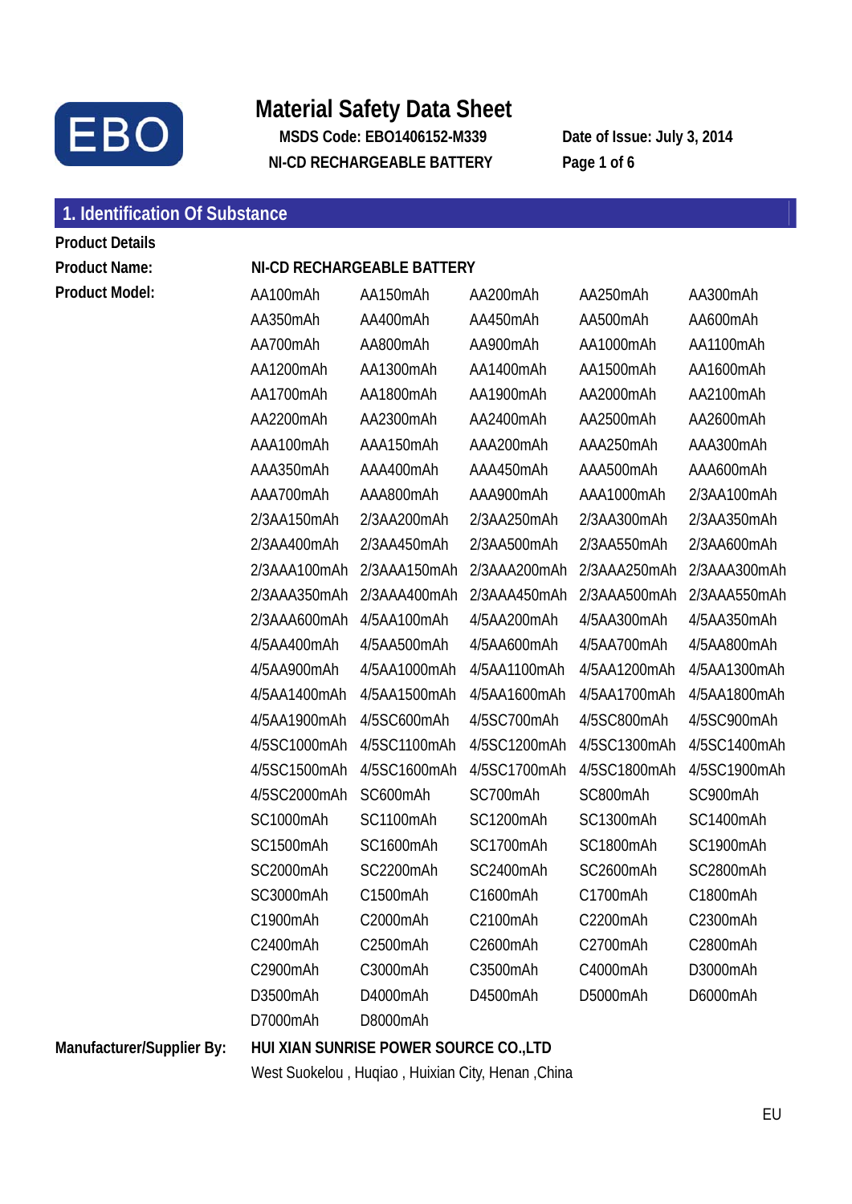EBO

# Material Safety Data Sheet

**MSDS Code: EBO1406152-M339**

**NI-CD RECHARGEABLE BATTERY**

**Date of Issue: July 3, 2014**

## 1. Identification Of Substance

**Product Details**

**Product Name:** **NI-CD RECHARGEABLE BATTERY**

**Product Model:**

| | | | | |
|---|---|---|---|---|
| AA100mAh | AA150mAh | AA200mAh | AA250mAh | AA300mAh |
| AA350mAh | AA400mAh | AA450mAh | AA500mAh | AA600mAh |
| AA700mAh | AA800mAh | AA900mAh | AA1000mAh | AA1100mAh |
| AA1200mAh | AA1300mAh | AA1400mAh | AA1500mAh | AA1600mAh |
| AA1700mAh | AA1800mAh | AA1900mAh | AA2000mAh | AA2100mAh |
| AA2200mAh | AA2300mAh | AA2400mAh | AA2500mAh | AA2600mAh |
| AAA100mAh | AAA150mAh | AAA200mAh | AAA250mAh | AAA300mAh |
| AAA350mAh | AAA400mAh | AAA450mAh | AAA500mAh | AAA600mAh |
| AAA700mAh | AAA800mAh | AAA900mAh | AAA1000mAh | 2/3AA100mAh |
| 2/3AA150mAh | 2/3AA200mAh | 2/3AA250mAh | 2/3AA300mAh | 2/3AA350mAh |
| 2/3AA400mAh | 2/3AA450mAh | 2/3AA500mAh | 2/3AA550mAh | 2/3AA600mAh |
| 2/3AAA100mAh | 2/3AAA150mAh | 2/3AAA200mAh | 2/3AAA250mAh | 2/3AAA300mAh |
| 2/3AAA350mAh | 2/3AAA400mAh | 2/3AAA450mAh | 2/3AAA500mAh | 2/3AAA550mAh |
| 2/3AAA600mAh | 4/5AA100mAh | 4/5AA200mAh | 4/5AA300mAh | 4/5AA350mAh |
| 4/5AA400mAh | 4/5AA500mAh | 4/5AA600mAh | 4/5AA700mAh | 4/5AA800mAh |
| 4/5AA900mAh | 4/5AA1000mAh | 4/5AA1100mAh | 4/5AA1200mAh | 4/5AA1300mAh |
| 4/5AA1400mAh | 4/5AA1500mAh | 4/5AA1600mAh | 4/5AA1700mAh | 4/5AA1800mAh |
| 4/5AA1900mAh | 4/5SC600mAh | 4/5SC700mAh | 4/5SC800mAh | 4/5SC900mAh |
| 4/5SC1000mAh | 4/5SC1100mAh | 4/5SC1200mAh | 4/5SC1300mAh | 4/5SC1400mAh |
| 4/5SC1500mAh | 4/5SC1600mAh | 4/5SC1700mAh | 4/5SC1800mAh | 4/5SC1900mAh |
| 4/5SC2000mAh | SC600mAh | SC700mAh | SC800mAh | SC900mAh |
| SC1000mAh | SC1100mAh | SC1200mAh | SC1300mAh | SC1400mAh |
| SC1500mAh | SC1600mAh | SC1700mAh | SC1800mAh | SC1900mAh |
| SC2000mAh | SC2200mAh | SC2400mAh | SC2600mAh | SC2800mAh |
| SC3000mAh | C1500mAh | C1600mAh | C1700mAh | C1800mAh |
| C1900mAh | C2000mAh | C2100mAh | C2200mAh | C2300mAh |
| C2400mAh | C2500mAh | C2600mAh | C2700mAh | C2800mAh |
| C2900mAh | C3000mAh | C3500mAh | C4000mAh | D3000mAh |
| D3500mAh | D4000mAh | D4500mAh | D5000mAh | D6000mAh |
| D7000mAh | D8000mAh | | | |

**Manufacturer/Supplier By:** **HUI XIAN SUNRISE POWER SOURCE CO.,LTD**

West Suokelou , Huqiao , Huixian City, Henan ,China

EU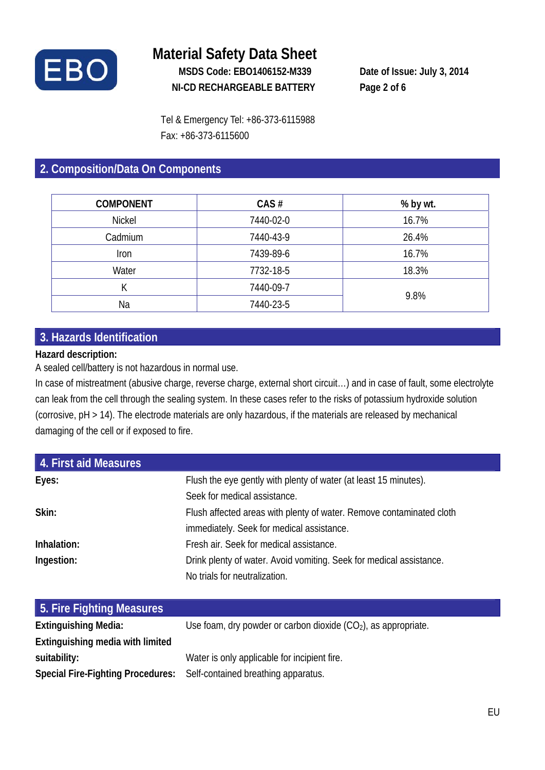## 2. Composition/Data On Components

| COMPONENT | CAS # | % by wt. |
|---|---|---|
| Nickel | 7440-02-0 | 16.7% |
| Cadmium | 7440-43-9 | 26.4% |
| Iron | 7439-89-6 | 16.7% |
| Water | 7732-18-5 | 18.3% |
| K | 7440-09-7 | 9.8% |
| Na | 7440-23-5 | |

## 3. Hazards Identification

**Hazard description:**

A sealed cell/battery is not hazardous in normal use.

In case of mistreatment (abusive charge, reverse charge, external short circuit…) and in case of fault, some electrolyte can leak from the cell through the sealing system. In these cases refer to the risks of potassium hydroxide solution (corrosive, pH > 14). The electrode materials are only hazardous, if the materials are released by mechanical damaging of the cell or if exposed to fire.

## 4. First aid Measures

**Eyes:** Flush the eye gently with plenty of water (at least 15 minutes). Seek for medical assistance.

**Skin:** Flush affected areas with plenty of water. Remove contaminated cloth immediately. Seek for medical assistance.

**Inhalation:** Fresh air. Seek for medical assistance.

**Ingestion:** Drink plenty of water. Avoid vomiting. Seek for medical assistance. No trials for neutralization.

## 5. Fire Fighting Measures

**Extinguishing Media:** Use foam, dry powder or carbon dioxide ($CO_2$), as appropriate.

**Extinguishing media with limited suitability:** Water is only applicable for incipient fire.

**Special Fire-Fighting Procedures:** Self-contained breathing apparatus.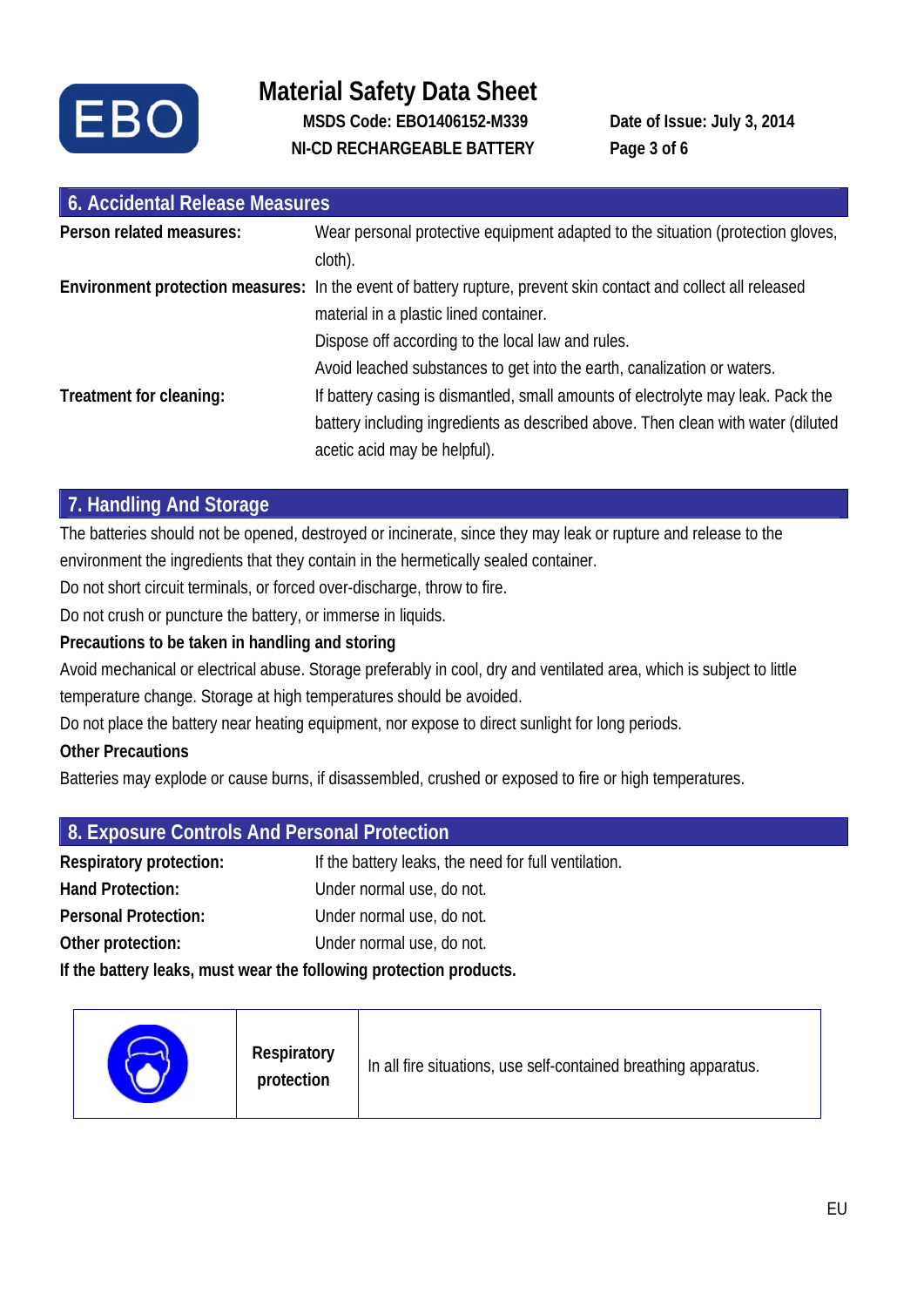## 6. Accidental Release Measures

**Person related measures:** Wear personal protective equipment adapted to the situation (protection gloves, cloth).

**Environment protection measures:** In the event of battery rupture, prevent skin contact and collect all released material in a plastic lined container.
Dispose off according to the local law and rules.
Avoid leached substances to get into the earth, canalization or waters.

**Treatment for cleaning:** If battery casing is dismantled, small amounts of electrolyte may leak. Pack the battery including ingredients as described above. Then clean with water (diluted acetic acid may be helpful).

## 7. Handling And Storage

The batteries should not be opened, destroyed or incinerate, since they may leak or rupture and release to the environment the ingredients that they contain in the hermetically sealed container.

Do not short circuit terminals, or forced over-discharge, throw to fire.

Do not crush or puncture the battery, or immerse in liquids.

**Precautions to be taken in handling and storing**

Avoid mechanical or electrical abuse. Storage preferably in cool, dry and ventilated area, which is subject to little temperature change. Storage at high temperatures should be avoided.

Do not place the battery near heating equipment, nor expose to direct sunlight for long periods.

**Other Precautions**

Batteries may explode or cause burns, if disassembled, crushed or exposed to fire or high temperatures.

## 8. Exposure Controls And Personal Protection

**Respiratory protection:** If the battery leaks, the need for full ventilation.

**Hand Protection:** Under normal use, do not.

**Personal Protection:** Under normal use, do not.

**Other protection:** Under normal use, do not.

**If the battery leaks, must wear the following protection products.**

| | | |
|---|---|---|
| | **Respiratory protection** | In all fire situations, use self-contained breathing apparatus. |

EU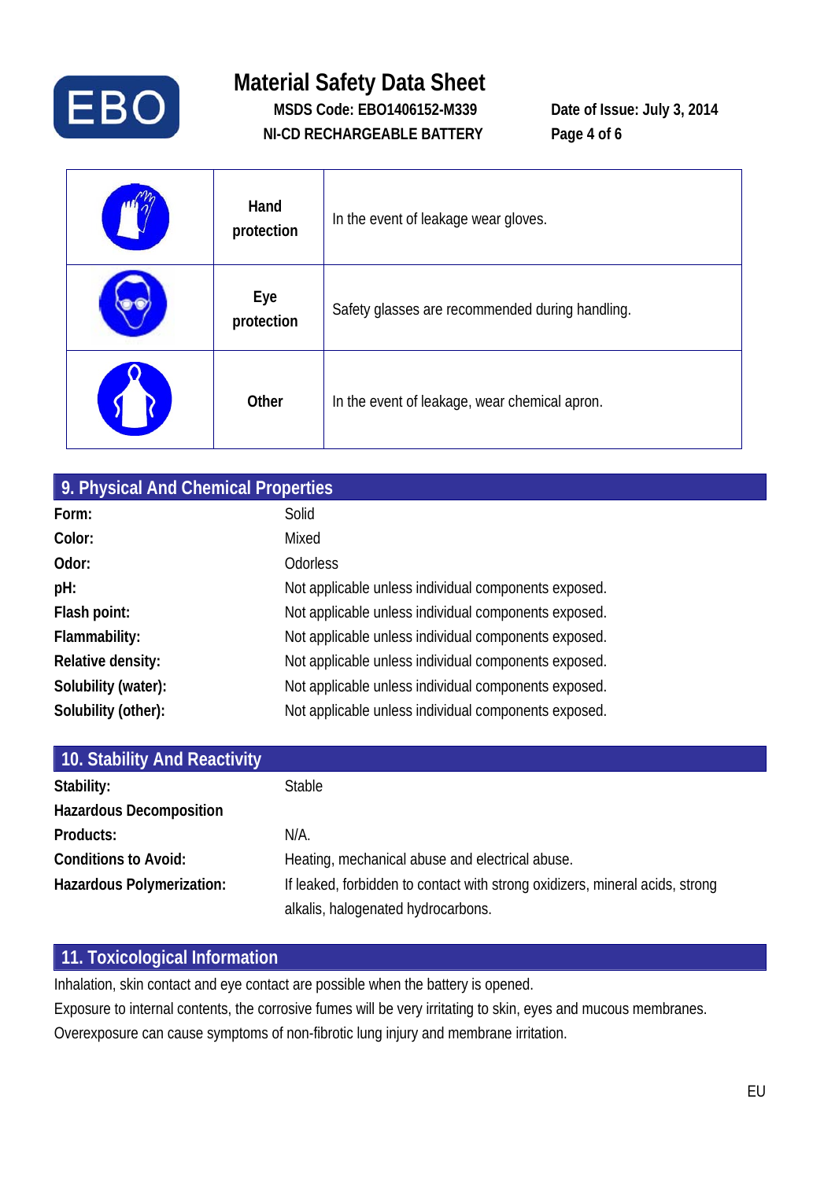| | | |
|---|---|---|
| | **Hand protection** | In the event of leakage wear gloves. |
| | **Eye protection** | Safety glasses are recommended during handling. |
| | **Other** | In the event of leakage, wear chemical apron. |

## 9. Physical And Chemical Properties

| | |
|---|---|
| **Form:** | Solid |
| **Color:** | Mixed |
| **Odor:** | Odorless |
| **pH:** | Not applicable unless individual components exposed. |
| **Flash point:** | Not applicable unless individual components exposed. |
| **Flammability:** | Not applicable unless individual components exposed. |
| **Relative density:** | Not applicable unless individual components exposed. |
| **Solubility (water):** | Not applicable unless individual components exposed. |
| **Solubility (other):** | Not applicable unless individual components exposed. |

## 10. Stability And Reactivity

| | |
|---|---|
| **Stability:** | Stable |
| **Hazardous Decomposition Products:** | N/A. |
| **Conditions to Avoid:** | Heating, mechanical abuse and electrical abuse. |
| **Hazardous Polymerization:** | If leaked, forbidden to contact with strong oxidizers, mineral acids, strong alkalis, halogenated hydrocarbons. |

## 11. Toxicological Information

Inhalation, skin contact and eye contact are possible when the battery is opened.

Exposure to internal contents, the corrosive fumes will be very irritating to skin, eyes and mucous membranes.

Overexposure can cause symptoms of non-fibrotic lung injury and membrane irritation.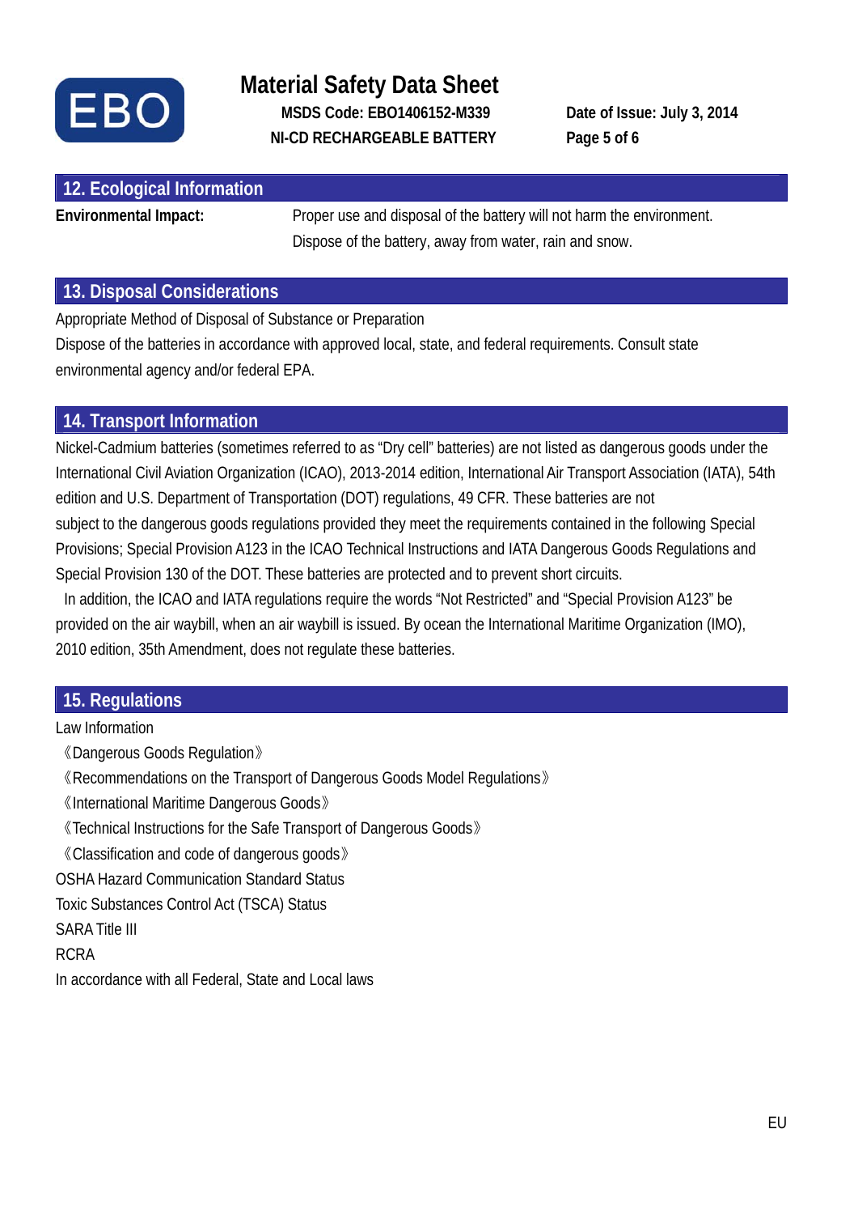## 12. Ecological Information

**Environmental Impact:** Proper use and disposal of the battery will not harm the environment. Dispose of the battery, away from water, rain and snow.

## 13. Disposal Considerations

Appropriate Method of Disposal of Substance or Preparation

Dispose of the batteries in accordance with approved local, state, and federal requirements. Consult state environmental agency and/or federal EPA.

## 14. Transport Information

Nickel-Cadmium batteries (sometimes referred to as "Dry cell" batteries) are not listed as dangerous goods under the International Civil Aviation Organization (ICAO), 2013-2014 edition, International Air Transport Association (IATA), 54th edition and U.S. Department of Transportation (DOT) regulations, 49 CFR. These batteries are not subject to the dangerous goods regulations provided they meet the requirements contained in the following Special Provisions; Special Provision A123 in the ICAO Technical Instructions and IATA Dangerous Goods Regulations and Special Provision 130 of the DOT. These batteries are protected and to prevent short circuits.

In addition, the ICAO and IATA regulations require the words "Not Restricted" and "Special Provision A123" be provided on the air waybill, when an air waybill is issued. By ocean the International Maritime Organization (IMO), 2010 edition, 35th Amendment, does not regulate these batteries.

## 15. Regulations

Law Information

《Dangerous Goods Regulation》

《Recommendations on the Transport of Dangerous Goods Model Regulations》

《International Maritime Dangerous Goods》

《Technical Instructions for the Safe Transport of Dangerous Goods》

《Classification and code of dangerous goods》

OSHA Hazard Communication Standard Status

Toxic Substances Control Act (TSCA) Status

SARA Title III

RCRA

In accordance with all Federal, State and Local laws

EU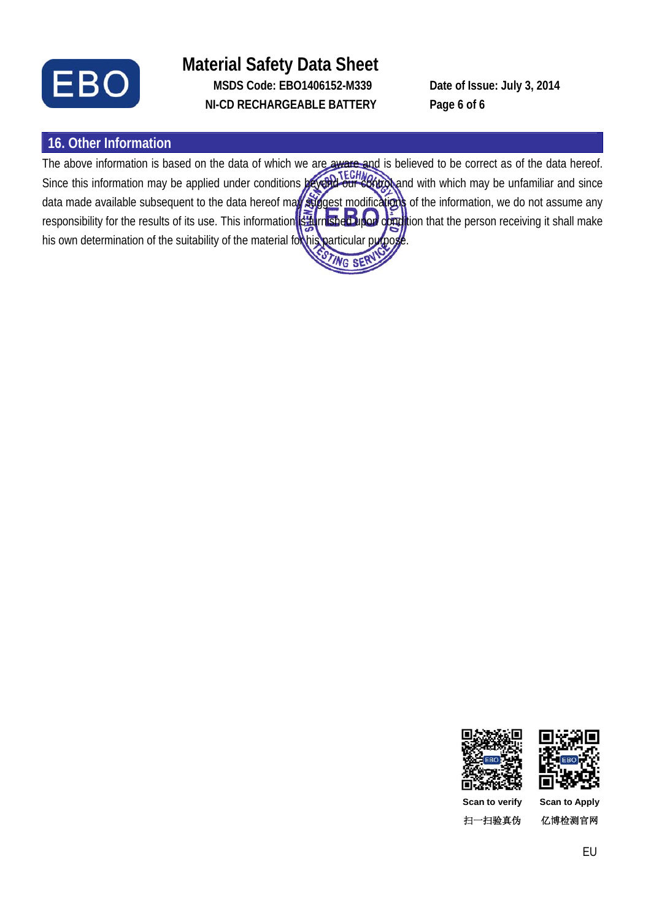## 16. Other Information

The above information is based on the data of which we are aware and is believed to be correct as of the data hereof. Since this information may be applied under conditions beyond our control and with which may be unfamiliar and since data made available subsequent to the data hereof may suggest modifications of the information, we do not assume any responsibility for the results of its use. This information is furnished upon condition that the person receiving it shall make his own determination of the suitability of the material for his particular purpose.

Scan to verify
扫一扫验真伪

Scan to Apply
亿博检测官网

EU